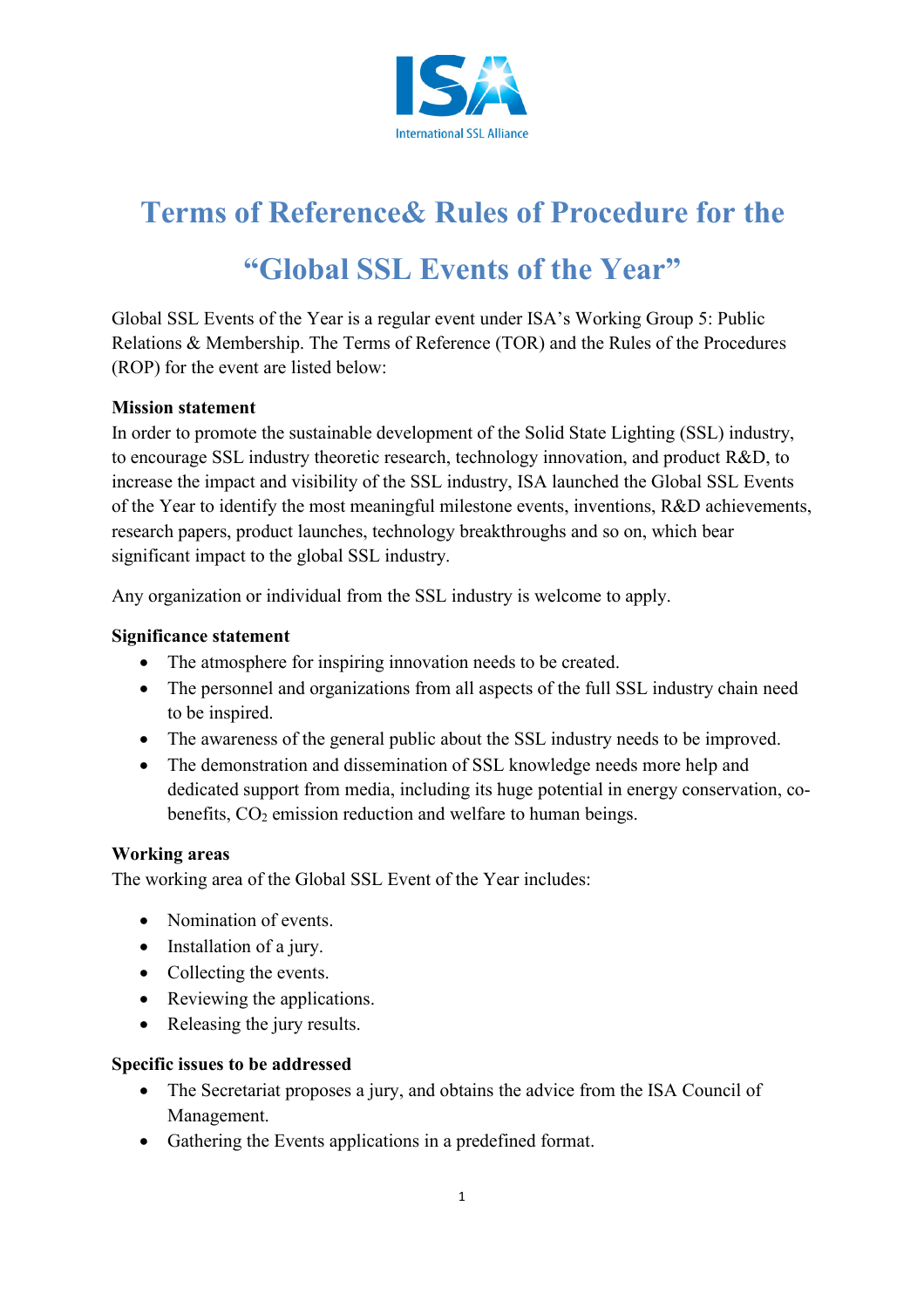ISA

International SSL Alliance

# Terms of Reference& Rules of Procedure for the "Global SSL Events of the Year"

Global SSL Events of the Year is a regular event under ISA's Working Group 5: Public Relations & Membership. The Terms of Reference (TOR) and the Rules of the Procedures (ROP) for the event are listed below:

**Mission statement**

In order to promote the sustainable development of the Solid State Lighting (SSL) industry, to encourage SSL industry theoretic research, technology innovation, and product R&D, to increase the impact and visibility of the SSL industry, ISA launched the Global SSL Events of the Year to identify the most meaningful milestone events, inventions, R&D achievements, research papers, product launches, technology breakthroughs and so on, which bear significant impact to the global SSL industry.

Any organization or individual from the SSL industry is welcome to apply.

**Significance statement**

- The atmosphere for inspiring innovation needs to be created.
- The personnel and organizations from all aspects of the full SSL industry chain need to be inspired.
- The awareness of the general public about the SSL industry needs to be improved.
- The demonstration and dissemination of SSL knowledge needs more help and dedicated support from media, including its huge potential in energy conservation, co-benefits, $CO_2$ emission reduction and welfare to human beings.

**Working areas**

The working area of the Global SSL Event of the Year includes:

- Nomination of events.
- Installation of a jury.
- Collecting the events.
- Reviewing the applications.
- Releasing the jury results.

**Specific issues to be addressed**

- The Secretariat proposes a jury, and obtains the advice from the ISA Council of Management.
- Gathering the Events applications in a predefined format.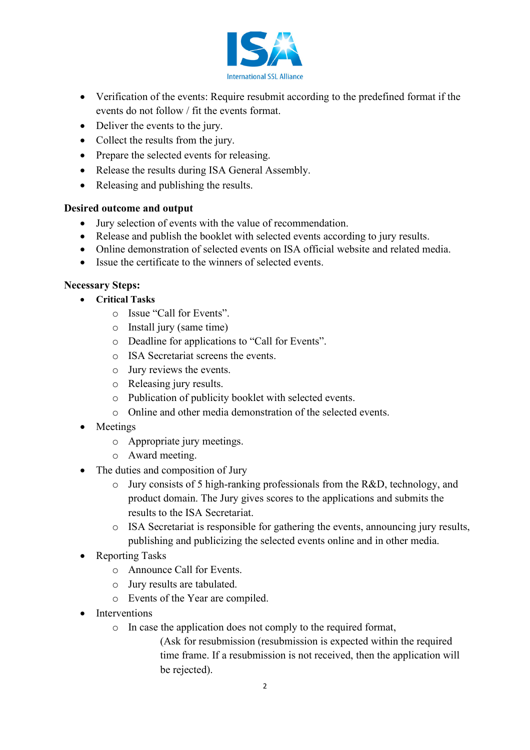- Verification of the events: Require resubmit according to the predefined format if the events do not follow / fit the events format.
- Deliver the events to the jury.
- Collect the results from the jury.
- Prepare the selected events for releasing.
- Release the results during ISA General Assembly.
- Releasing and publishing the results.

**Desired outcome and output**

- Jury selection of events with the value of recommendation.
- Release and publish the booklet with selected events according to jury results.
- Online demonstration of selected events on ISA official website and related media.
- Issue the certificate to the winners of selected events.

**Necessary Steps:**

- **Critical Tasks**
  - Issue "Call for Events".
  - Install jury (same time)
  - Deadline for applications to "Call for Events".
  - ISA Secretariat screens the events.
  - Jury reviews the events.
  - Releasing jury results.
  - Publication of publicity booklet with selected events.
  - Online and other media demonstration of the selected events.
- Meetings
  - Appropriate jury meetings.
  - Award meeting.
- The duties and composition of Jury
  - Jury consists of 5 high-ranking professionals from the R&D, technology, and product domain. The Jury gives scores to the applications and submits the results to the ISA Secretariat.
  - ISA Secretariat is responsible for gathering the events, announcing jury results, publishing and publicizing the selected events online and in other media.
- Reporting Tasks
  - Announce Call for Events.
  - Jury results are tabulated.
  - Events of the Year are compiled.
- Interventions
  - In case the application does not comply to the required format,

    (Ask for resubmission (resubmission is expected within the required time frame. If a resubmission is not received, then the application will be rejected).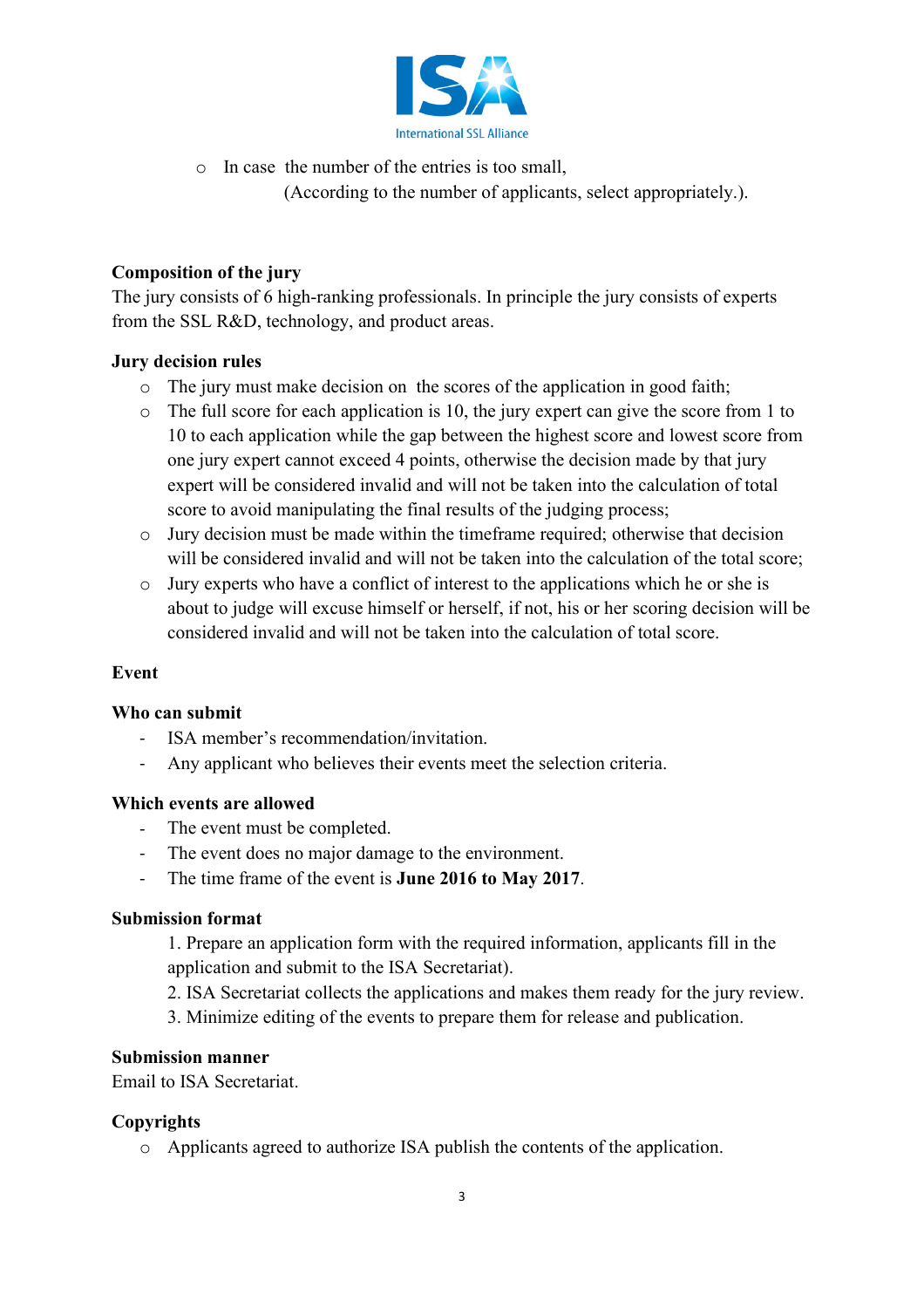- In case the number of the entries is too small,
  (According to the number of applicants, select appropriately.).

**Composition of the jury**

The jury consists of 6 high-ranking professionals. In principle the jury consists of experts from the SSL R&D, technology, and product areas.

**Jury decision rules**

- The jury must make decision on the scores of the application in good faith;
- The full score for each application is 10, the jury expert can give the score from 1 to 10 to each application while the gap between the highest score and lowest score from one jury expert cannot exceed 4 points, otherwise the decision made by that jury expert will be considered invalid and will not be taken into the calculation of total score to avoid manipulating the final results of the judging process;
- Jury decision must be made within the timeframe required; otherwise that decision will be considered invalid and will not be taken into the calculation of the total score;
- Jury experts who have a conflict of interest to the applications which he or she is about to judge will excuse himself or herself, if not, his or her scoring decision will be considered invalid and will not be taken into the calculation of total score.

**Event**

**Who can submit**

- ISA member's recommendation/invitation.
- Any applicant who believes their events meet the selection criteria.

**Which events are allowed**

- The event must be completed.
- The event does no major damage to the environment.
- The time frame of the event is **June 2016 to May 2017**.

**Submission format**

1. Prepare an application form with the required information, applicants fill in the application and submit to the ISA Secretariat).
2. ISA Secretariat collects the applications and makes them ready for the jury review.
3. Minimize editing of the events to prepare them for release and publication.

**Submission manner**

Email to ISA Secretariat.

**Copyrights**

- Applicants agreed to authorize ISA publish the contents of the application.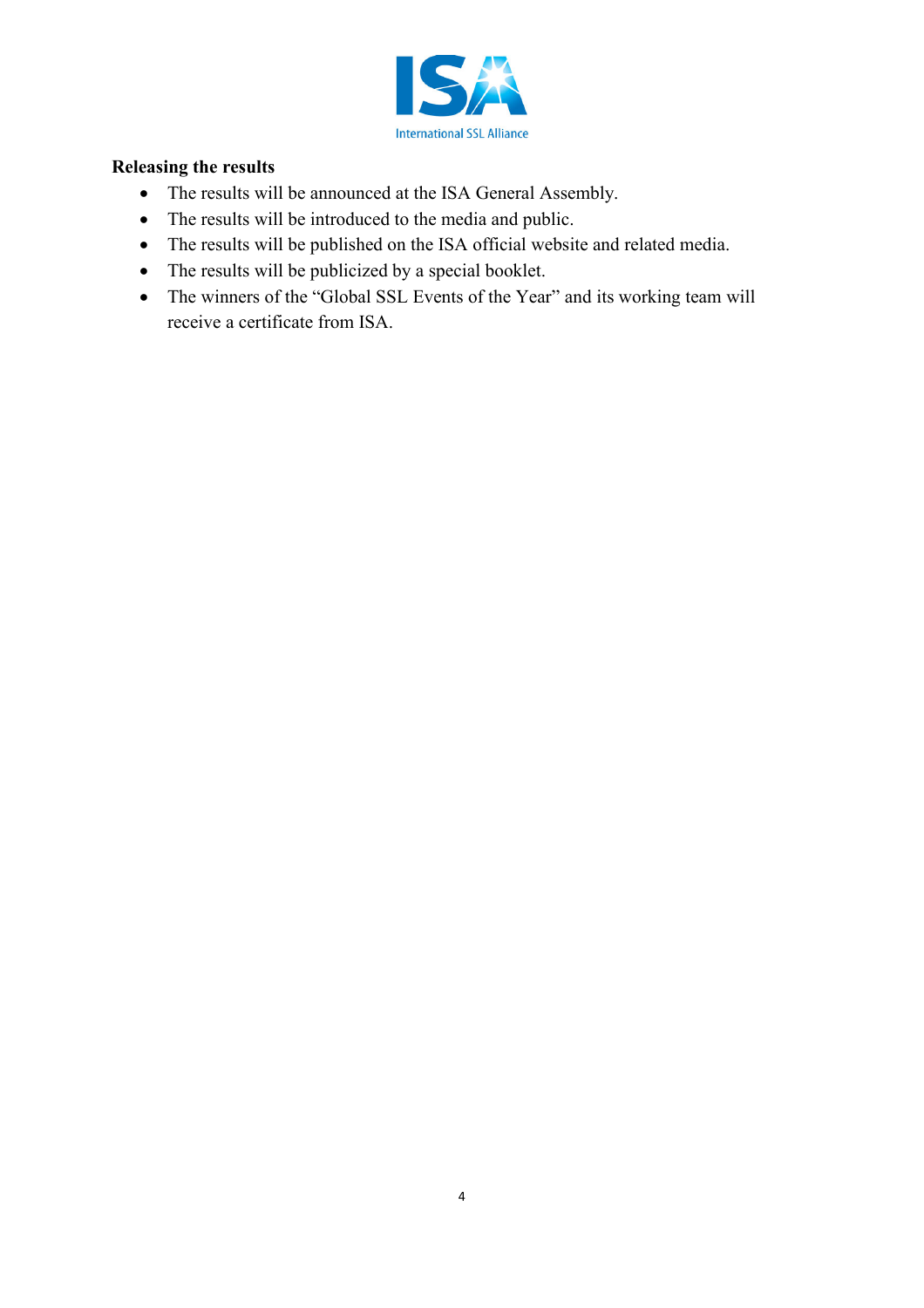**Releasing the results**

- The results will be announced at the ISA General Assembly.
- The results will be introduced to the media and public.
- The results will be published on the ISA official website and related media.
- The results will be publicized by a special booklet.
- The winners of the "Global SSL Events of the Year" and its working team will receive a certificate from ISA.